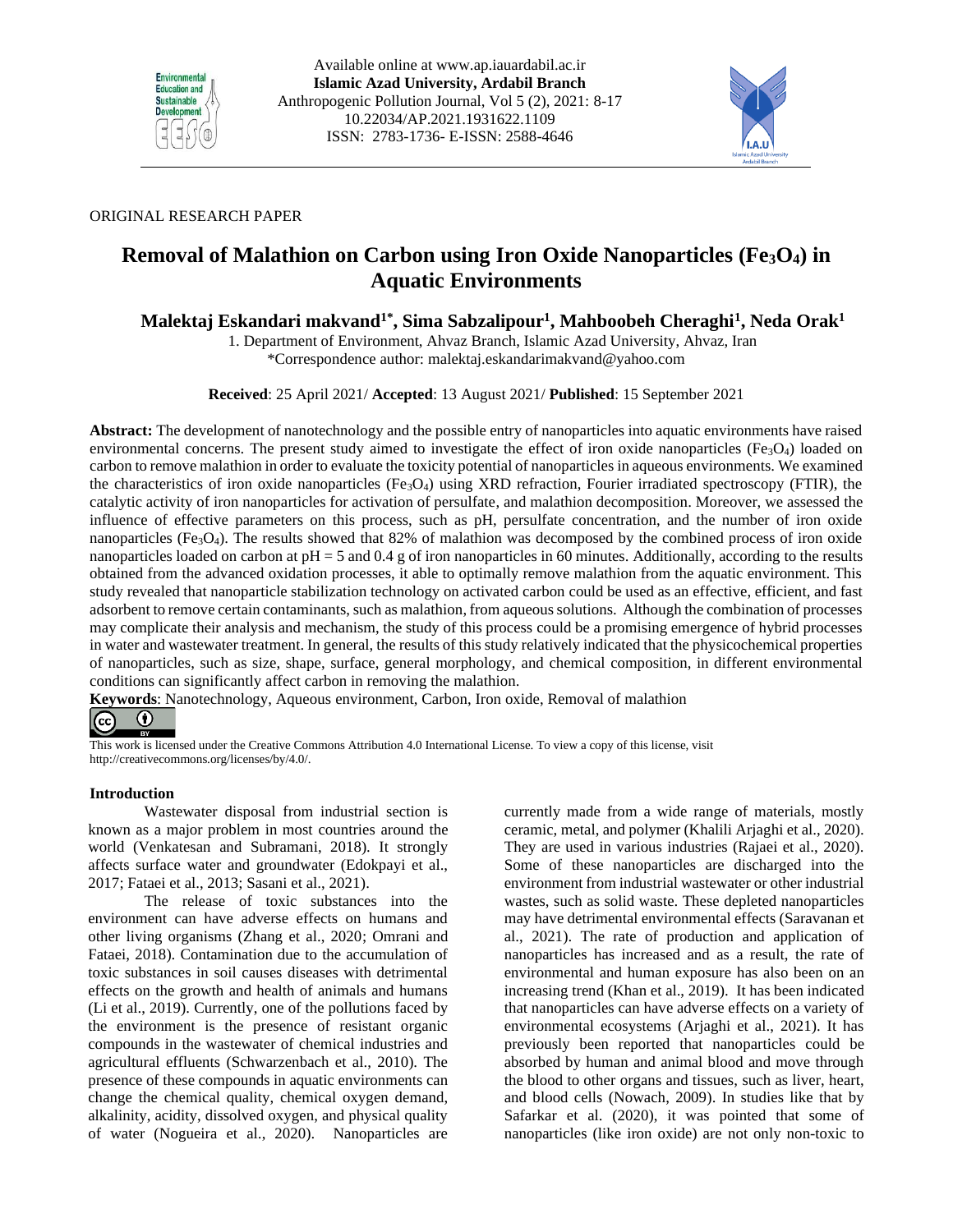ORIGINAL RESEARCH PAPER

# Removal of Malathion on Carbon using Iron Oxide Nanoparticles ($Fe_3O_4$) in Aquatic Environments

**Malektaj Eskandari makvand[1*], Sima Sabzalipour[1], Mahboobeh Cheraghi[1], Neda Orak[1]**

1. Department of Environment, Ahvaz Branch, Islamic Azad University, Ahvaz, Iran
*Correspondence author: malektaj.eskandarimakvand@yahoo.com

**Received**: 25 April 2021/ **Accepted**: 13 August 2021/ **Published**: 15 September 2021

**Abstract:** The development of nanotechnology and the possible entry of nanoparticles into aquatic environments have raised environmental concerns. The present study aimed to investigate the effect of iron oxide nanoparticles ($Fe_3O_4$) loaded on carbon to remove malathion in order to evaluate the toxicity potential of nanoparticles in aqueous environments. We examined the characteristics of iron oxide nanoparticles ($Fe_3O_4$) using XRD refraction, Fourier irradiated spectroscopy (FTIR), the catalytic activity of iron nanoparticles for activation of persulfate, and malathion decomposition. Moreover, we assessed the influence of effective parameters on this process, such as pH, persulfate concentration, and the number of iron oxide nanoparticles ($Fe_3O_4$). The results showed that 82% of malathion was decomposed by the combined process of iron oxide nanoparticles loaded on carbon at pH = 5 and 0.4 g of iron nanoparticles in 60 minutes. Additionally, according to the results obtained from the advanced oxidation processes, it able to optimally remove malathion from the aquatic environment. This study revealed that nanoparticle stabilization technology on activated carbon could be used as an effective, efficient, and fast adsorbent to remove certain contaminants, such as malathion, from aqueous solutions. Although the combination of processes may complicate their analysis and mechanism, the study of this process could be a promising emergence of hybrid processes in water and wastewater treatment. In general, the results of this study relatively indicated that the physicochemical properties of nanoparticles, such as size, shape, surface, general morphology, and chemical composition, in different environmental conditions can significantly affect carbon in removing the malathion.

**Keywords**: Nanotechnology, Aqueous environment, Carbon, Iron oxide, Removal of malathion

This work is licensed under the Creative Commons Attribution 4.0 International License. To view a copy of this license, visit http://creativecommons.org/licenses/by/4.0/.

## Introduction

Wastewater disposal from industrial section is known as a major problem in most countries around the world (Venkatesan and Subramani, 2018). It strongly affects surface water and groundwater (Edokpayi et al., 2017; Fataei et al., 2013; Sasani et al., 2021).

The release of toxic substances into the environment can have adverse effects on humans and other living organisms (Zhang et al., 2020; Omrani and Fataei, 2018). Contamination due to the accumulation of toxic substances in soil causes diseases with detrimental effects on the growth and health of animals and humans (Li et al., 2019). Currently, one of the pollutions faced by the environment is the presence of resistant organic compounds in the wastewater of chemical industries and agricultural effluents (Schwarzenbach et al., 2010). The presence of these compounds in aquatic environments can change the chemical quality, chemical oxygen demand, alkalinity, acidity, dissolved oxygen, and physical quality of water (Nogueira et al., 2020). Nanoparticles are currently made from a wide range of materials, mostly ceramic, metal, and polymer (Khalili Arjaghi et al., 2020). They are used in various industries (Rajaei et al., 2020). Some of these nanoparticles are discharged into the environment from industrial wastewater or other industrial wastes, such as solid waste. These depleted nanoparticles may have detrimental environmental effects (Saravanan et al., 2021). The rate of production and application of nanoparticles has increased and as a result, the rate of environmental and human exposure has also been on an increasing trend (Khan et al., 2019). It has been indicated that nanoparticles can have adverse effects on a variety of environmental ecosystems (Arjaghi et al., 2021). It has previously been reported that nanoparticles could be absorbed by human and animal blood and move through the blood to other organs and tissues, such as liver, heart, and blood cells (Nowach, 2009). In studies like that by Safarkar et al. (2020), it was pointed that some of nanoparticles (like iron oxide) are not only non-toxic to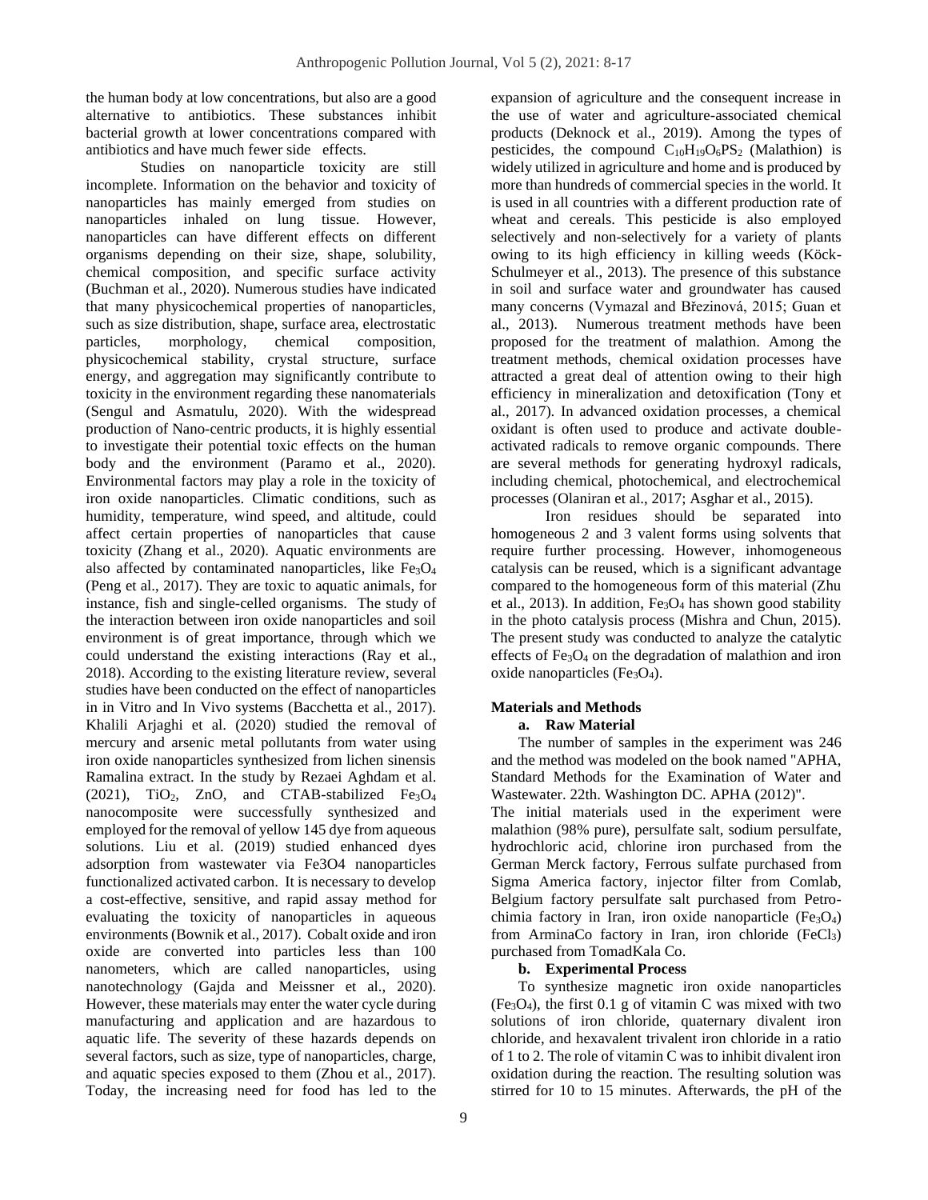the human body at low concentrations, but also are a good alternative to antibiotics. These substances inhibit bacterial growth at lower concentrations compared with antibiotics and have much fewer side effects.

Studies on nanoparticle toxicity are still incomplete. Information on the behavior and toxicity of nanoparticles has mainly emerged from studies on nanoparticles inhaled on lung tissue. However, nanoparticles can have different effects on different organisms depending on their size, shape, solubility, chemical composition, and specific surface activity (Buchman et al., 2020). Numerous studies have indicated that many physicochemical properties of nanoparticles, such as size distribution, shape, surface area, electrostatic particles, morphology, chemical composition, physicochemical stability, crystal structure, surface energy, and aggregation may significantly contribute to toxicity in the environment regarding these nanomaterials (Sengul and Asmatulu, 2020). With the widespread production of Nano-centric products, it is highly essential to investigate their potential toxic effects on the human body and the environment (Paramo et al., 2020). Environmental factors may play a role in the toxicity of iron oxide nanoparticles. Climatic conditions, such as humidity, temperature, wind speed, and altitude, could affect certain properties of nanoparticles that cause toxicity (Zhang et al., 2020). Aquatic environments are also affected by contaminated nanoparticles, like $Fe_3O_4$ (Peng et al., 2017). They are toxic to aquatic animals, for instance, fish and single-celled organisms. The study of the interaction between iron oxide nanoparticles and soil environment is of great importance, through which we could understand the existing interactions (Ray et al., 2018). According to the existing literature review, several studies have been conducted on the effect of nanoparticles in in Vitro and In Vivo systems (Bacchetta et al., 2017). Khalili Arjaghi et al. (2020) studied the removal of mercury and arsenic metal pollutants from water using iron oxide nanoparticles synthesized from lichen sinensis Ramalina extract. In the study by Rezaei Aghdam et al. (2021), $TiO_2$, ZnO, and CTAB-stabilized $Fe_3O_4$ nanocomposite were successfully synthesized and employed for the removal of yellow 145 dye from aqueous solutions. Liu et al. (2019) studied enhanced dyes adsorption from wastewater via Fe3O4 nanoparticles functionalized activated carbon. It is necessary to develop a cost-effective, sensitive, and rapid assay method for evaluating the toxicity of nanoparticles in aqueous environments (Bownik et al., 2017). Cobalt oxide and iron oxide are converted into particles less than 100 nanometers, which are called nanoparticles, using nanotechnology (Gajda and Meissner et al., 2020). However, these materials may enter the water cycle during manufacturing and application and are hazardous to aquatic life. The severity of these hazards depends on several factors, such as size, type of nanoparticles, charge, and aquatic species exposed to them (Zhou et al., 2017). Today, the increasing need for food has led to the expansion of agriculture and the consequent increase in the use of water and agriculture-associated chemical products (Deknock et al., 2019). Among the types of pesticides, the compound $C_{10}H_{19}O_6PS_2$ (Malathion) is widely utilized in agriculture and home and is produced by more than hundreds of commercial species in the world. It is used in all countries with a different production rate of wheat and cereals. This pesticide is also employed selectively and non-selectively for a variety of plants owing to its high efficiency in killing weeds (Köck-Schulmeyer et al., 2013). The presence of this substance in soil and surface water and groundwater has caused many concerns (Vymazal and Březinová, 2015; Guan et al., 2013). Numerous treatment methods have been proposed for the treatment of malathion. Among the treatment methods, chemical oxidation processes have attracted a great deal of attention owing to their high efficiency in mineralization and detoxification (Tony et al., 2017). In advanced oxidation processes, a chemical oxidant is often used to produce and activate double-activated radicals to remove organic compounds. There are several methods for generating hydroxyl radicals, including chemical, photochemical, and electrochemical processes (Olaniran et al., 2017; Asghar et al., 2015).

Iron residues should be separated into homogeneous 2 and 3 valent forms using solvents that require further processing. However, inhomogeneous catalysis can be reused, which is a significant advantage compared to the homogeneous form of this material (Zhu et al., 2013). In addition, $Fe_3O_4$ has shown good stability in the photo catalysis process (Mishra and Chun, 2015). The present study was conducted to analyze the catalytic effects of $Fe_3O_4$ on the degradation of malathion and iron oxide nanoparticles ($Fe_3O_4$).

## Materials and Methods

### a. Raw Material

The number of samples in the experiment was 246 and the method was modeled on the book named "APHA, Standard Methods for the Examination of Water and Wastewater. 22th. Washington DC. APHA (2012)".

The initial materials used in the experiment were malathion (98% pure), persulfate salt, sodium persulfate, hydrochloric acid, chlorine iron purchased from the German Merck factory, Ferrous sulfate purchased from Sigma America factory, injector filter from Comlab, Belgium factory persulfate salt purchased from Petro-chimia factory in Iran, iron oxide nanoparticle ($Fe_3O_4$) from ArminaCo factory in Iran, iron chloride ($FeCl_3$) purchased from TomadKala Co.

### b. Experimental Process

To synthesize magnetic iron oxide nanoparticles ($Fe_3O_4$), the first 0.1 g of vitamin C was mixed with two solutions of iron chloride, quaternary divalent iron chloride, and hexavalent trivalent iron chloride in a ratio of 1 to 2. The role of vitamin C was to inhibit divalent iron oxidation during the reaction. The resulting solution was stirred for 10 to 15 minutes. Afterwards, the pH of the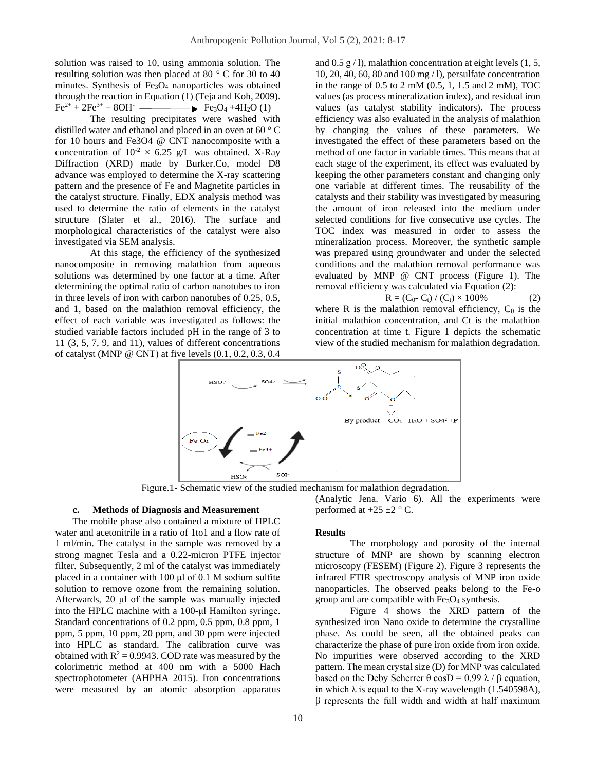solution was raised to 10, using ammonia solution. The resulting solution was then placed at 80 ° C for 30 to 40 minutes. Synthesis of $Fe_3O_4$ nanoparticles was obtained through the reaction in Equation (1) (Teja and Koh, 2009).

$$Fe^{2+} + 2Fe^{3+} + 8OH^{-} \longrightarrow Fe_3O_4 + 4H_2O \quad (1)$$

The resulting precipitates were washed with distilled water and ethanol and placed in an oven at 60 ° C for 10 hours and Fe3O4 @ CNT nanocomposite with a concentration of $10^{-2} \times 6.25$ g/L was obtained. X-Ray Diffraction (XRD) made by Burker.Co, model D8 advance was employed to determine the X-ray scattering pattern and the presence of Fe and Magnetite particles in the catalyst structure. Finally, EDX analysis method was used to determine the ratio of elements in the catalyst structure (Slater et al., 2016). The surface and morphological characteristics of the catalyst were also investigated via SEM analysis.

At this stage, the efficiency of the synthesized nanocomposite in removing malathion from aqueous solutions was determined by one factor at a time. After determining the optimal ratio of carbon nanotubes to iron in three levels of iron with carbon nanotubes of 0.25, 0.5, and 1, based on the malathion removal efficiency, the effect of each variable was investigated as follows: the studied variable factors included pH in the range of 3 to 11 (3, 5, 7, 9, and 11), values of different concentrations of catalyst (MNP @ CNT) at five levels (0.1, 0.2, 0.3, 0.4 and 0.5 g / l), malathion concentration at eight levels (1, 5, 10, 20, 40, 60, 80 and 100 mg / l), persulfate concentration in the range of 0.5 to 2 mM (0.5, 1, 1.5 and 2 mM), TOC values (as process mineralization index), and residual iron values (as catalyst stability indicators). The process efficiency was also evaluated in the analysis of malathion by changing the values of these parameters. We investigated the effect of these parameters based on the method of one factor in variable times. This means that at each stage of the experiment, its effect was evaluated by keeping the other parameters constant and changing only one variable at different times. The reusability of the catalysts and their stability was investigated by measuring the amount of iron released into the medium under selected conditions for five consecutive use cycles. The TOC index was measured in order to assess the mineralization process. Moreover, the synthetic sample was prepared using groundwater and under the selected conditions and the malathion removal performance was evaluated by MNP @ CNT process (Figure 1). The removal efficiency was calculated via Equation (2):

$$R = (C_0 - C_t) / (C_t) \times 100\% \quad (2)$$

where R is the malathion removal efficiency, $C_0$ is the initial malathion concentration, and Ct is the malathion concentration at time t. Figure 1 depicts the schematic view of the studied mechanism for malathion degradation.

Figure.1- Schematic view of the studied mechanism for malathion degradation.

### c. Methods of Diagnosis and Measurement

The mobile phase also contained a mixture of HPLC water and acetonitrile in a ratio of 1to1 and a flow rate of 1 ml/min. The catalyst in the sample was removed by a strong magnet Tesla and a 0.22-micron PTFE injector filter. Subsequently, 2 ml of the catalyst was immediately placed in a container with 100 μl of 0.1 M sodium sulfite solution to remove ozone from the remaining solution. Afterwards, 20 μl of the sample was manually injected into the HPLC machine with a 100-μl Hamilton syringe. Standard concentrations of 0.2 ppm, 0.5 ppm, 0.8 ppm, 1 ppm, 5 ppm, 10 ppm, 20 ppm, and 30 ppm were injected into HPLC as standard. The calibration curve was obtained with $R^2 = 0.9943$. COD rate was measured by the colorimetric method at 400 nm with a 5000 Hach spectrophotometer (AHPHA 2015). Iron concentrations were measured by an atomic absorption apparatus (Analytic Jena. Vario 6). All the experiments were performed at +25 ±2 ° C.

## Results

The morphology and porosity of the internal structure of MNP are shown by scanning electron microscopy (FESEM) (Figure 2). Figure 3 represents the infrared FTIR spectroscopy analysis of MNP iron oxide nanoparticles. The observed peaks belong to the Fe-o group and are compatible with $Fe_3O_4$ synthesis.

Figure 4 shows the XRD pattern of the synthesized iron Nano oxide to determine the crystalline phase. As could be seen, all the obtained peaks can characterize the phase of pure iron oxide from iron oxide. No impurities were observed according to the XRD pattern. The mean crystal size (D) for MNP was calculated based on the Deby Scherrer $\theta \cos D = 0.99 \lambda / \beta$ equation, in which λ is equal to the X-ray wavelength (1.540598A), β represents the full width and width at half maximum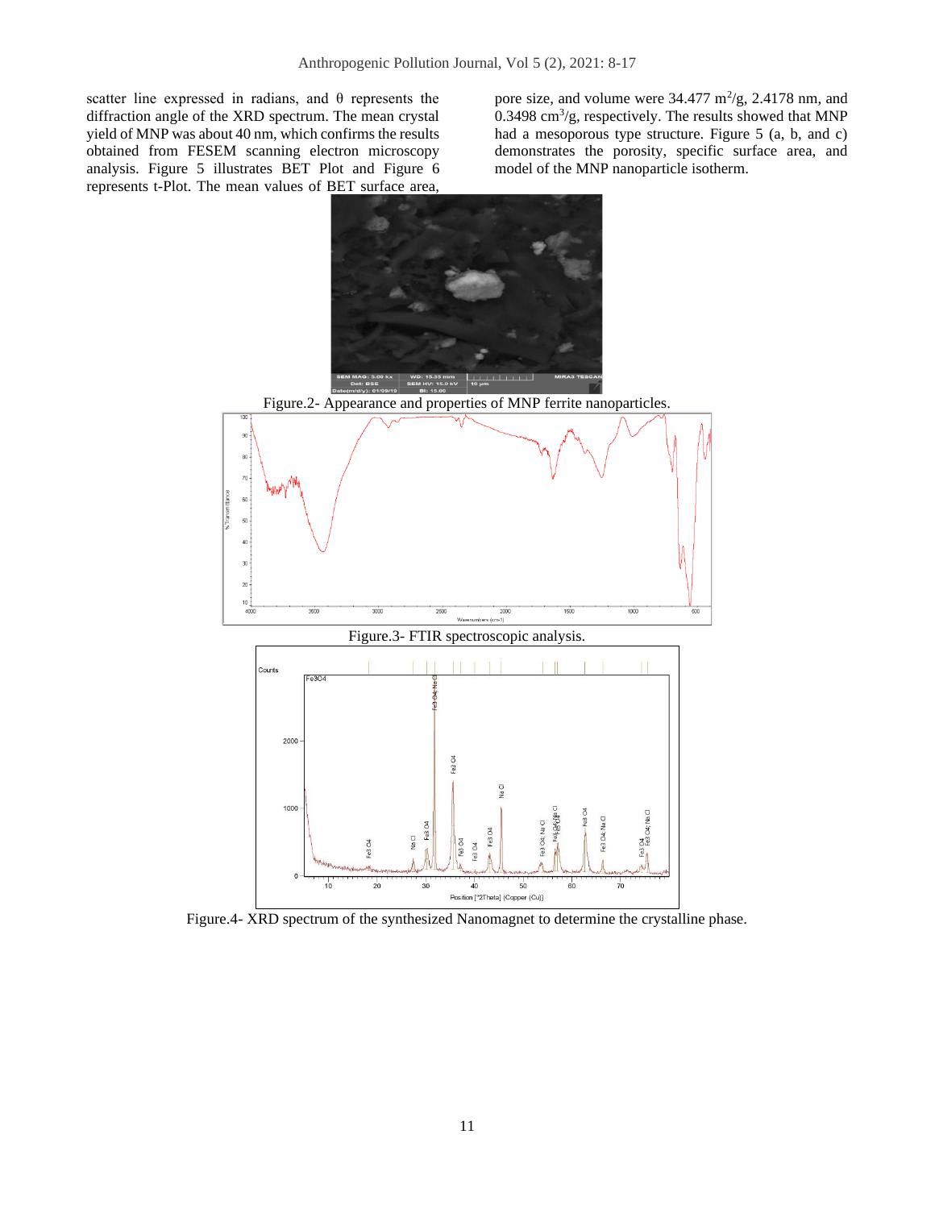scatter line expressed in radians, and θ represents the diffraction angle of the XRD spectrum. The mean crystal yield of MNP was about 40 nm, which confirms the results obtained from FESEM scanning electron microscopy analysis. Figure 5 illustrates BET Plot and Figure 6 represents t-Plot. The mean values of BET surface area, pore size, and volume were 34.477 $m^2/g$, 2.4178 nm, and 0.3498 $cm^3/g$, respectively. The results showed that MNP had a mesoporous type structure. Figure 5 (a, b, and c) demonstrates the porosity, specific surface area, and model of the MNP nanoparticle isotherm.

Figure.2- Appearance and properties of MNP ferrite nanoparticles.

Figure.3- FTIR spectroscopic analysis.

Figure.4- XRD spectrum of the synthesized Nanomagnet to determine the crystalline phase.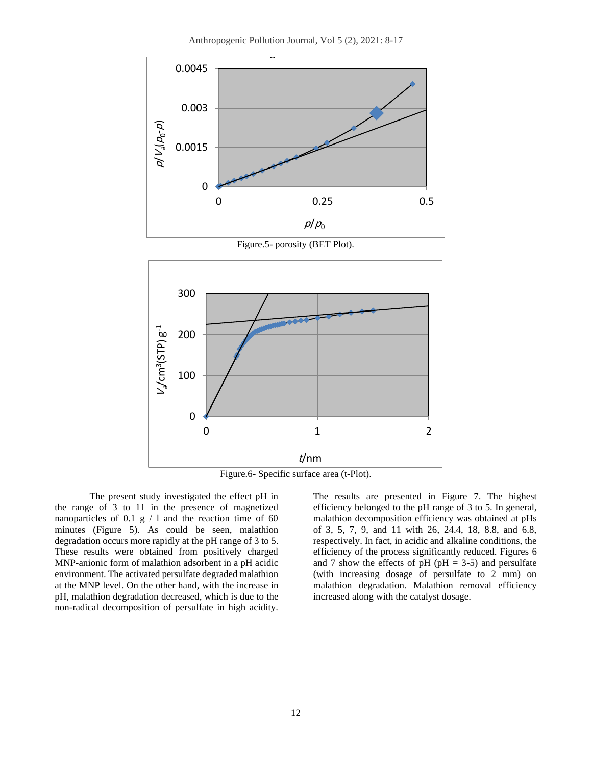Figure.5- porosity (BET Plot).

Figure.6- Specific surface area (t-Plot).

The present study investigated the effect pH in the range of 3 to 11 in the presence of magnetized nanoparticles of 0.1 g / l and the reaction time of 60 minutes (Figure 5). As could be seen, malathion degradation occurs more rapidly at the pH range of 3 to 5. These results were obtained from positively charged MNP-anionic form of malathion adsorbent in a pH acidic environment. The activated persulfate degraded malathion at the MNP level. On the other hand, with the increase in pH, malathion degradation decreased, which is due to the non-radical decomposition of persulfate in high acidity. The results are presented in Figure 7. The highest efficiency belonged to the pH range of 3 to 5. In general, malathion decomposition efficiency was obtained at pHs of 3, 5, 7, 9, and 11 with 26, 24.4, 18, 8.8, and 6.8, respectively. In fact, in acidic and alkaline conditions, the efficiency of the process significantly reduced. Figures 6 and 7 show the effects of pH (pH = 3-5) and persulfate (with increasing dosage of persulfate to 2 mm) on malathion degradation. Malathion removal efficiency increased along with the catalyst dosage.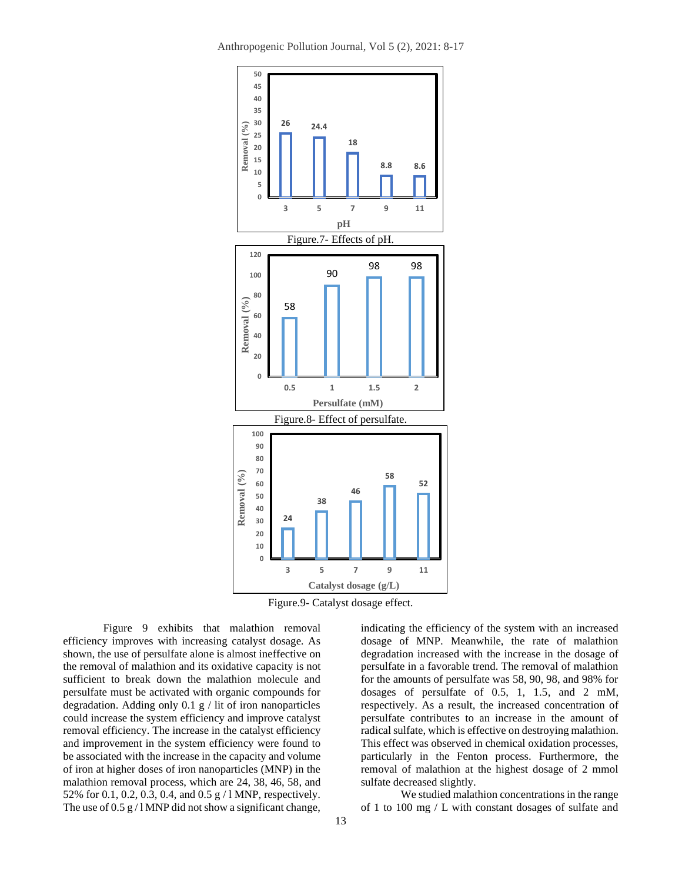Figure.7- Effects of pH.

Figure.8- Effect of persulfate.

Figure.9- Catalyst dosage effect.

Figure 9 exhibits that malathion removal efficiency improves with increasing catalyst dosage. As shown, the use of persulfate alone is almost ineffective on the removal of malathion and its oxidative capacity is not sufficient to break down the malathion molecule and persulfate must be activated with organic compounds for degradation. Adding only 0.1 g / lit of iron nanoparticles could increase the system efficiency and improve catalyst removal efficiency. The increase in the catalyst efficiency and improvement in the system efficiency were found to be associated with the increase in the capacity and volume of iron at higher doses of iron nanoparticles (MNP) in the malathion removal process, which are 24, 38, 46, 58, and 52% for 0.1, 0.2, 0.3, 0.4, and 0.5 g / l MNP, respectively. The use of 0.5 g / l MNP did not show a significant change, indicating the efficiency of the system with an increased dosage of MNP. Meanwhile, the rate of malathion degradation increased with the increase in the dosage of persulfate in a favorable trend. The removal of malathion for the amounts of persulfate was 58, 90, 98, and 98% for dosages of persulfate of 0.5, 1, 1.5, and 2 mM, respectively. As a result, the increased concentration of persulfate contributes to an increase in the amount of radical sulfate, which is effective on destroying malathion. This effect was observed in chemical oxidation processes, particularly in the Fenton process. Furthermore, the removal of malathion at the highest dosage of 2 mmol sulfate decreased slightly.

We studied malathion concentrations in the range of 1 to 100 mg / L with constant dosages of sulfate and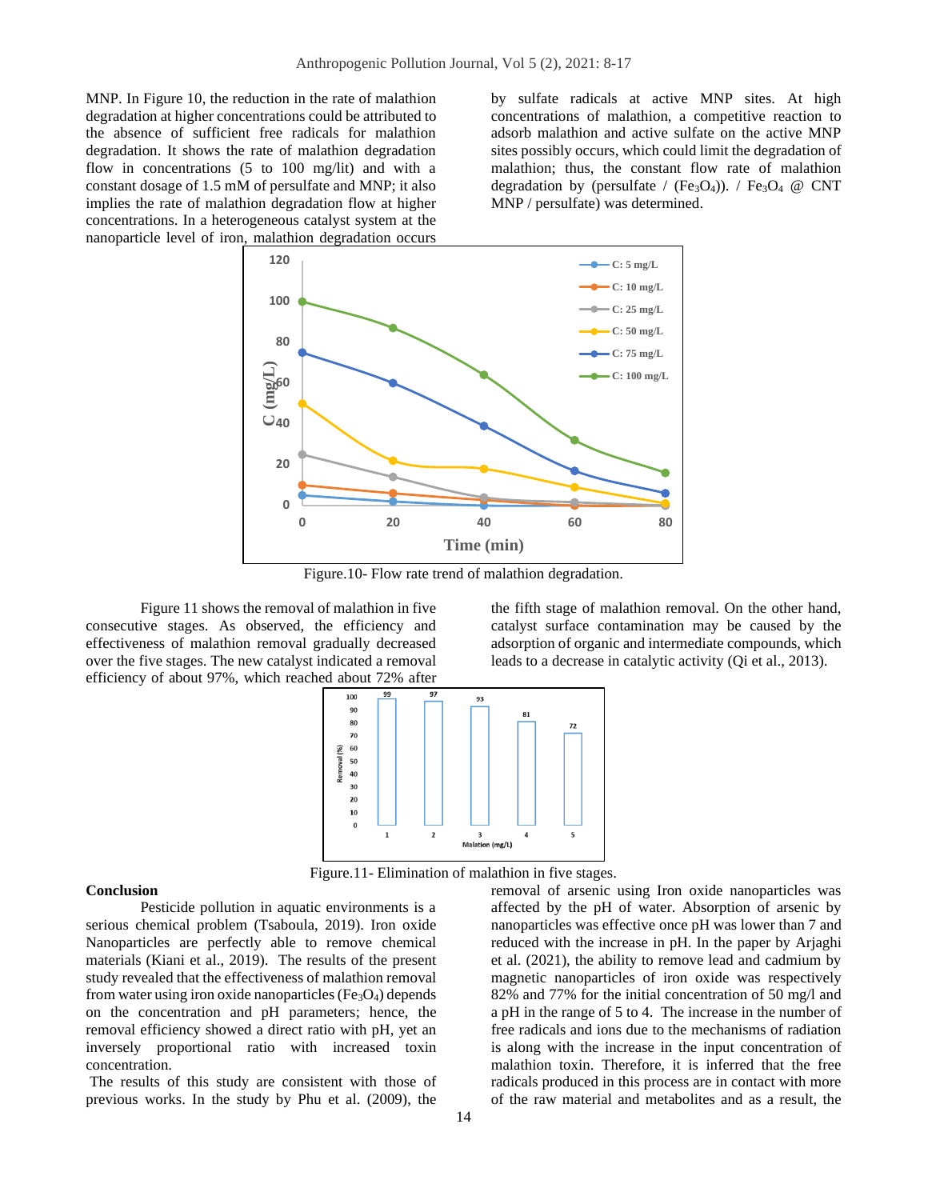MNP. In Figure 10, the reduction in the rate of malathion degradation at higher concentrations could be attributed to the absence of sufficient free radicals for malathion degradation. It shows the rate of malathion degradation flow in concentrations (5 to 100 mg/lit) and with a constant dosage of 1.5 mM of persulfate and MNP; it also implies the rate of malathion degradation flow at higher concentrations. In a heterogeneous catalyst system at the nanoparticle level of iron, malathion degradation occurs by sulfate radicals at active MNP sites. At high concentrations of malathion, a competitive reaction to adsorb malathion and active sulfate on the active MNP sites possibly occurs, which could limit the degradation of malathion; thus, the constant flow rate of malathion degradation by (persulfate / ($Fe_3O_4$)). / $Fe_3O_4$ @ CNT MNP / persulfate) was determined.

Figure.10- Flow rate trend of malathion degradation.

Figure 11 shows the removal of malathion in five consecutive stages. As observed, the efficiency and effectiveness of malathion removal gradually decreased over the five stages. The new catalyst indicated a removal efficiency of about 97%, which reached about 72% after the fifth stage of malathion removal. On the other hand, catalyst surface contamination may be caused by the adsorption of organic and intermediate compounds, which leads to a decrease in catalytic activity (Qi et al., 2013).

Figure.11- Elimination of malathion in five stages.

## Conclusion

Pesticide pollution in aquatic environments is a serious chemical problem (Tsaboula, 2019). Iron oxide Nanoparticles are perfectly able to remove chemical materials (Kiani et al., 2019). The results of the present study revealed that the effectiveness of malathion removal from water using iron oxide nanoparticles ($Fe_3O_4$) depends on the concentration and pH parameters; hence, the removal efficiency showed a direct ratio with pH, yet an inversely proportional ratio with increased toxin concentration.

The results of this study are consistent with those of previous works. In the study by Phu et al. (2009), the removal of arsenic using Iron oxide nanoparticles was affected by the pH of water. Absorption of arsenic by nanoparticles was effective once pH was lower than 7 and reduced with the increase in pH. In the paper by Arjaghi et al. (2021), the ability to remove lead and cadmium by magnetic nanoparticles of iron oxide was respectively 82% and 77% for the initial concentration of 50 mg/l and a pH in the range of 5 to 4. The increase in the number of free radicals and ions due to the mechanisms of radiation is along with the increase in the input concentration of malathion toxin. Therefore, it is inferred that the free radicals produced in this process are in contact with more of the raw material and metabolites and as a result, the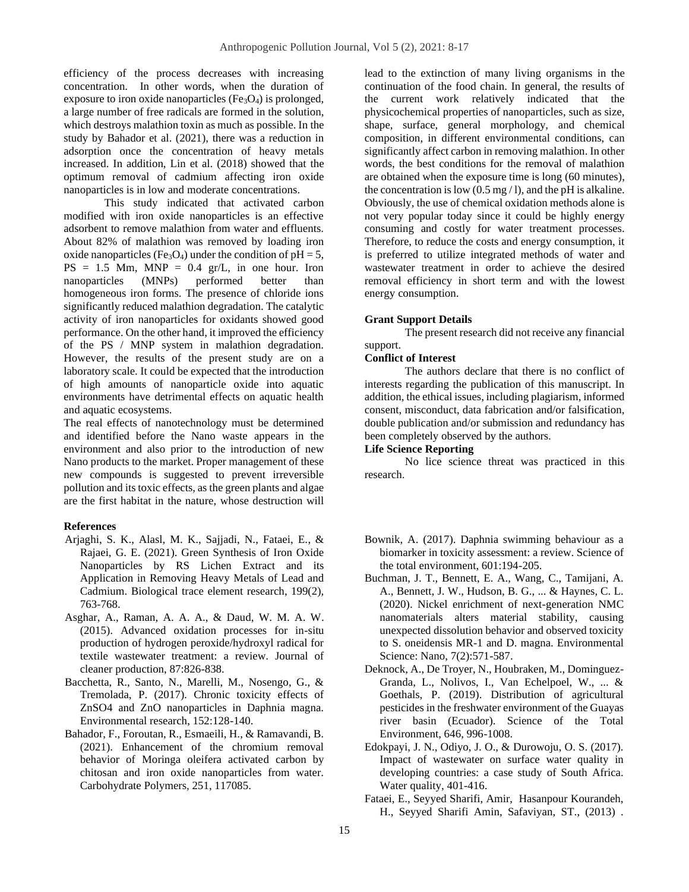efficiency of the process decreases with increasing concentration. In other words, when the duration of exposure to iron oxide nanoparticles ($Fe_3O_4$) is prolonged, a large number of free radicals are formed in the solution, which destroys malathion toxin as much as possible. In the study by Bahador et al. (2021), there was a reduction in adsorption once the concentration of heavy metals increased. In addition, Lin et al. (2018) showed that the optimum removal of cadmium affecting iron oxide nanoparticles is in low and moderate concentrations.

This study indicated that activated carbon modified with iron oxide nanoparticles is an effective adsorbent to remove malathion from water and effluents. About 82% of malathion was removed by loading iron oxide nanoparticles ($Fe_3O_4$) under the condition of pH = 5, PS = 1.5 Mm, MNP = 0.4 gr/L, in one hour. Iron nanoparticles (MNPs) performed better than homogeneous iron forms. The presence of chloride ions significantly reduced malathion degradation. The catalytic activity of iron nanoparticles for oxidants showed good performance. On the other hand, it improved the efficiency of the PS / MNP system in malathion degradation. However, the results of the present study are on a laboratory scale. It could be expected that the introduction of high amounts of nanoparticle oxide into aquatic environments have detrimental effects on aquatic health and aquatic ecosystems.

The real effects of nanotechnology must be determined and identified before the Nano waste appears in the environment and also prior to the introduction of new Nano products to the market. Proper management of these new compounds is suggested to prevent irreversible pollution and its toxic effects, as the green plants and algae are the first habitat in the nature, whose destruction will lead to the extinction of many living organisms in the continuation of the food chain. In general, the results of the current work relatively indicated that the physicochemical properties of nanoparticles, such as size, shape, surface, general morphology, and chemical composition, in different environmental conditions, can significantly affect carbon in removing malathion. In other words, the best conditions for the removal of malathion are obtained when the exposure time is long (60 minutes), the concentration is low (0.5 mg / l), and the pH is alkaline. Obviously, the use of chemical oxidation methods alone is not very popular today since it could be highly energy consuming and costly for water treatment processes. Therefore, to reduce the costs and energy consumption, it is preferred to utilize integrated methods of water and wastewater treatment in order to achieve the desired removal efficiency in short term and with the lowest energy consumption.

**Grant Support Details**

The present research did not receive any financial support.

**Conflict of Interest**

The authors declare that there is no conflict of interests regarding the publication of this manuscript. In addition, the ethical issues, including plagiarism, informed consent, misconduct, data fabrication and/or falsification, double publication and/or submission and redundancy has been completely observed by the authors.

**Life Science Reporting**

No lice science threat was practiced in this research.

**References**

Arjaghi, S. K., Alasl, M. K., Sajjadi, N., Fataei, E., & Rajaei, G. E. (2021). Green Synthesis of Iron Oxide Nanoparticles by RS Lichen Extract and its Application in Removing Heavy Metals of Lead and Cadmium. Biological trace element research, 199(2), 763-768.

Asghar, A., Raman, A. A. A., & Daud, W. M. A. W. (2015). Advanced oxidation processes for in-situ production of hydrogen peroxide/hydroxyl radical for textile wastewater treatment: a review. Journal of cleaner production, 87:826-838.

Bacchetta, R., Santo, N., Marelli, M., Nosengo, G., & Tremolada, P. (2017). Chronic toxicity effects of ZnSO4 and ZnO nanoparticles in Daphnia magna. Environmental research, 152:128-140.

Bahador, F., Foroutan, R., Esmaeili, H., & Ramavandi, B. (2021). Enhancement of the chromium removal behavior of Moringa oleifera activated carbon by chitosan and iron oxide nanoparticles from water. Carbohydrate Polymers, 251, 117085.

Bownik, A. (2017). Daphnia swimming behaviour as a biomarker in toxicity assessment: a review. Science of the total environment, 601:194-205.

Buchman, J. T., Bennett, E. A., Wang, C., Tamijani, A. A., Bennett, J. W., Hudson, B. G., ... & Haynes, C. L. (2020). Nickel enrichment of next-generation NMC nanomaterials alters material stability, causing unexpected dissolution behavior and observed toxicity to S. oneidensis MR-1 and D. magna. Environmental Science: Nano, 7(2):571-587.

Deknock, A., De Troyer, N., Houbraken, M., Dominguez-Granda, L., Nolivos, I., Van Echelpoel, W., ... & Goethals, P. (2019). Distribution of agricultural pesticides in the freshwater environment of the Guayas river basin (Ecuador). Science of the Total Environment, 646, 996-1008.

Edokpayi, J. N., Odiyo, J. O., & Durowoju, O. S. (2017). Impact of wastewater on surface water quality in developing countries: a case study of South Africa. Water quality, 401-416.

Fataei, E., Seyyed Sharifi, Amir, Hasanpour Kourandeh, H., Seyyed Sharifi Amin, Safaviyan, ST., (2013) .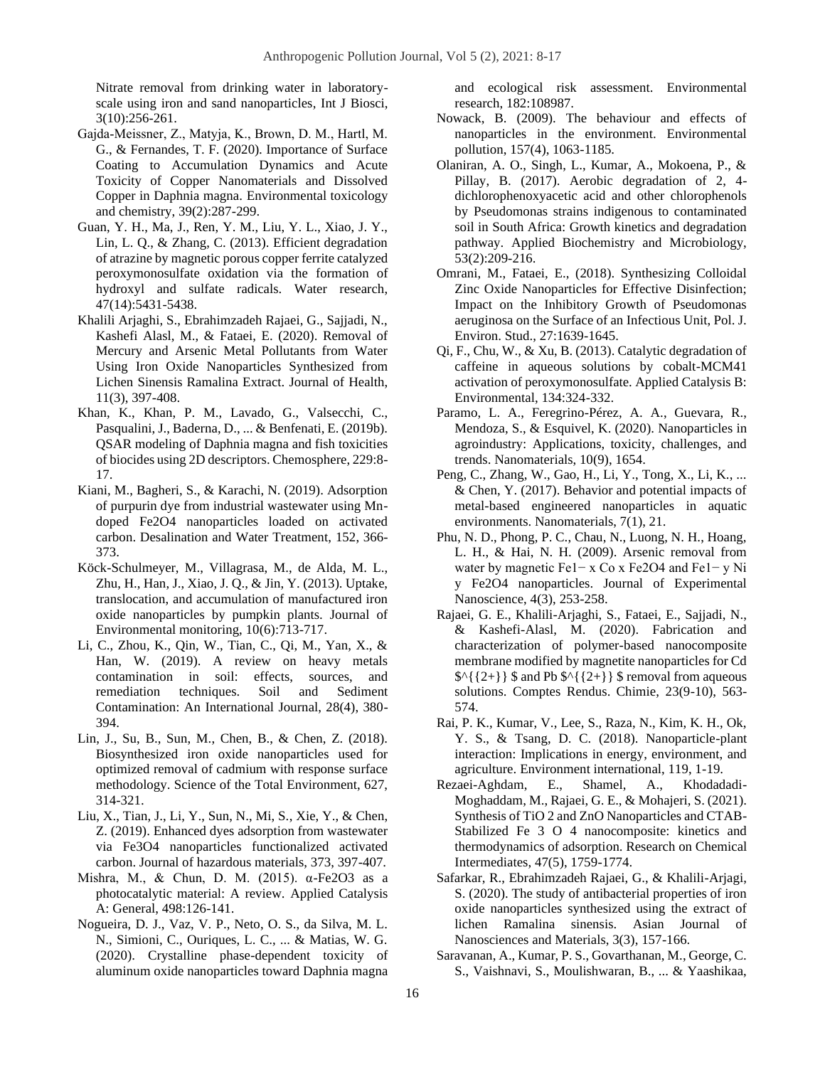Nitrate removal from drinking water in laboratory-scale using iron and sand nanoparticles, Int J Biosci, 3(10):256-261.

Gajda-Meissner, Z., Matyja, K., Brown, D. M., Hartl, M. G., & Fernandes, T. F. (2020). Importance of Surface Coating to Accumulation Dynamics and Acute Toxicity of Copper Nanomaterials and Dissolved Copper in Daphnia magna. Environmental toxicology and chemistry, 39(2):287-299.

Guan, Y. H., Ma, J., Ren, Y. M., Liu, Y. L., Xiao, J. Y., Lin, L. Q., & Zhang, C. (2013). Efficient degradation of atrazine by magnetic porous copper ferrite catalyzed peroxymonosulfate oxidation via the formation of hydroxyl and sulfate radicals. Water research, 47(14):5431-5438.

Khalili Arjaghi, S., Ebrahimzadeh Rajaei, G., Sajjadi, N., Kashefi Alasl, M., & Fataei, E. (2020). Removal of Mercury and Arsenic Metal Pollutants from Water Using Iron Oxide Nanoparticles Synthesized from Lichen Sinensis Ramalina Extract. Journal of Health, 11(3), 397-408.

Khan, K., Khan, P. M., Lavado, G., Valsecchi, C., Pasqualini, J., Baderna, D., ... & Benfenati, E. (2019b). QSAR modeling of Daphnia magna and fish toxicities of biocides using 2D descriptors. Chemosphere, 229:8-17.

Kiani, M., Bagheri, S., & Karachi, N. (2019). Adsorption of purpurin dye from industrial wastewater using Mn-doped Fe2O4 nanoparticles loaded on activated carbon. Desalination and Water Treatment, 152, 366-373.

Köck-Schulmeyer, M., Villagrasa, M., de Alda, M. L., Zhu, H., Han, J., Xiao, J. Q., & Jin, Y. (2013). Uptake, translocation, and accumulation of manufactured iron oxide nanoparticles by pumpkin plants. Journal of Environmental monitoring, 10(6):713-717.

Li, C., Zhou, K., Qin, W., Tian, C., Qi, M., Yan, X., & Han, W. (2019). A review on heavy metals contamination in soil: effects, sources, and remediation techniques. Soil and Sediment Contamination: An International Journal, 28(4), 380-394.

Lin, J., Su, B., Sun, M., Chen, B., & Chen, Z. (2018). Biosynthesized iron oxide nanoparticles used for optimized removal of cadmium with response surface methodology. Science of the Total Environment, 627, 314-321.

Liu, X., Tian, J., Li, Y., Sun, N., Mi, S., Xie, Y., & Chen, Z. (2019). Enhanced dyes adsorption from wastewater via Fe3O4 nanoparticles functionalized activated carbon. Journal of hazardous materials, 373, 397-407.

Mishra, M., & Chun, D. M. (2015). α-Fe2O3 as a photocatalytic material: A review. Applied Catalysis A: General, 498:126-141.

Nogueira, D. J., Vaz, V. P., Neto, O. S., da Silva, M. L. N., Simioni, C., Ouriques, L. C., ... & Matias, W. G. (2020). Crystalline phase-dependent toxicity of aluminum oxide nanoparticles toward Daphnia magna and ecological risk assessment. Environmental research, 182:108987.

Nowack, B. (2009). The behaviour and effects of nanoparticles in the environment. Environmental pollution, 157(4), 1063-1185.

Olaniran, A. O., Singh, L., Kumar, A., Mokoena, P., & Pillay, B. (2017). Aerobic degradation of 2, 4-dichlorophenoxyacetic acid and other chlorophenols by Pseudomonas strains indigenous to contaminated soil in South Africa: Growth kinetics and degradation pathway. Applied Biochemistry and Microbiology, 53(2):209-216.

Omrani, M., Fataei, E., (2018). Synthesizing Colloidal Zinc Oxide Nanoparticles for Effective Disinfection; Impact on the Inhibitory Growth of Pseudomonas aeruginosa on the Surface of an Infectious Unit, Pol. J. Environ. Stud., 27:1639-1645.

Qi, F., Chu, W., & Xu, B. (2013). Catalytic degradation of caffeine in aqueous solutions by cobalt-MCM41 activation of peroxymonosulfate. Applied Catalysis B: Environmental, 134:324-332.

Paramo, L. A., Feregrino-Pérez, A. A., Guevara, R., Mendoza, S., & Esquivel, K. (2020). Nanoparticles in agroindustry: Applications, toxicity, challenges, and trends. Nanomaterials, 10(9), 1654.

Peng, C., Zhang, W., Gao, H., Li, Y., Tong, X., Li, K., ... & Chen, Y. (2017). Behavior and potential impacts of metal-based engineered nanoparticles in aquatic environments. Nanomaterials, 7(1), 21.

Phu, N. D., Phong, P. C., Chau, N., Luong, N. H., Hoang, L. H., & Hai, N. H. (2009). Arsenic removal from water by magnetic Fe1− x Co x Fe2O4 and Fe1− y Ni y Fe2O4 nanoparticles. Journal of Experimental Nanoscience, 4(3), 253-258.

Rajaei, G. E., Khalili-Arjaghi, S., Fataei, E., Sajjadi, N., & Kashefi-Alasl, M. (2020). Fabrication and characterization of polymer-based nanocomposite membrane modified by magnetite nanoparticles for Cd $^{{2+}} $ and Pb $^{{2+}} $ removal from aqueous solutions. Comptes Rendus. Chimie, 23(9-10), 563-574.

Rai, P. K., Kumar, V., Lee, S., Raza, N., Kim, K. H., Ok, Y. S., & Tsang, D. C. (2018). Nanoparticle-plant interaction: Implications in energy, environment, and agriculture. Environment international, 119, 1-19.

Rezaei-Aghdam, E., Shamel, A., Khodadadi-Moghaddam, M., Rajaei, G. E., & Mohajeri, S. (2021). Synthesis of TiO 2 and ZnO Nanoparticles and CTAB-Stabilized Fe 3 O 4 nanocomposite: kinetics and thermodynamics of adsorption. Research on Chemical Intermediates, 47(5), 1759-1774.

Safarkar, R., Ebrahimzadeh Rajaei, G., & Khalili-Arjagi, S. (2020). The study of antibacterial properties of iron oxide nanoparticles synthesized using the extract of lichen Ramalina sinensis. Asian Journal of Nanosciences and Materials, 3(3), 157-166.

Saravanan, A., Kumar, P. S., Govarthanan, M., George, C. S., Vaishnavi, S., Moulishwaran, B., ... & Yaashikaa,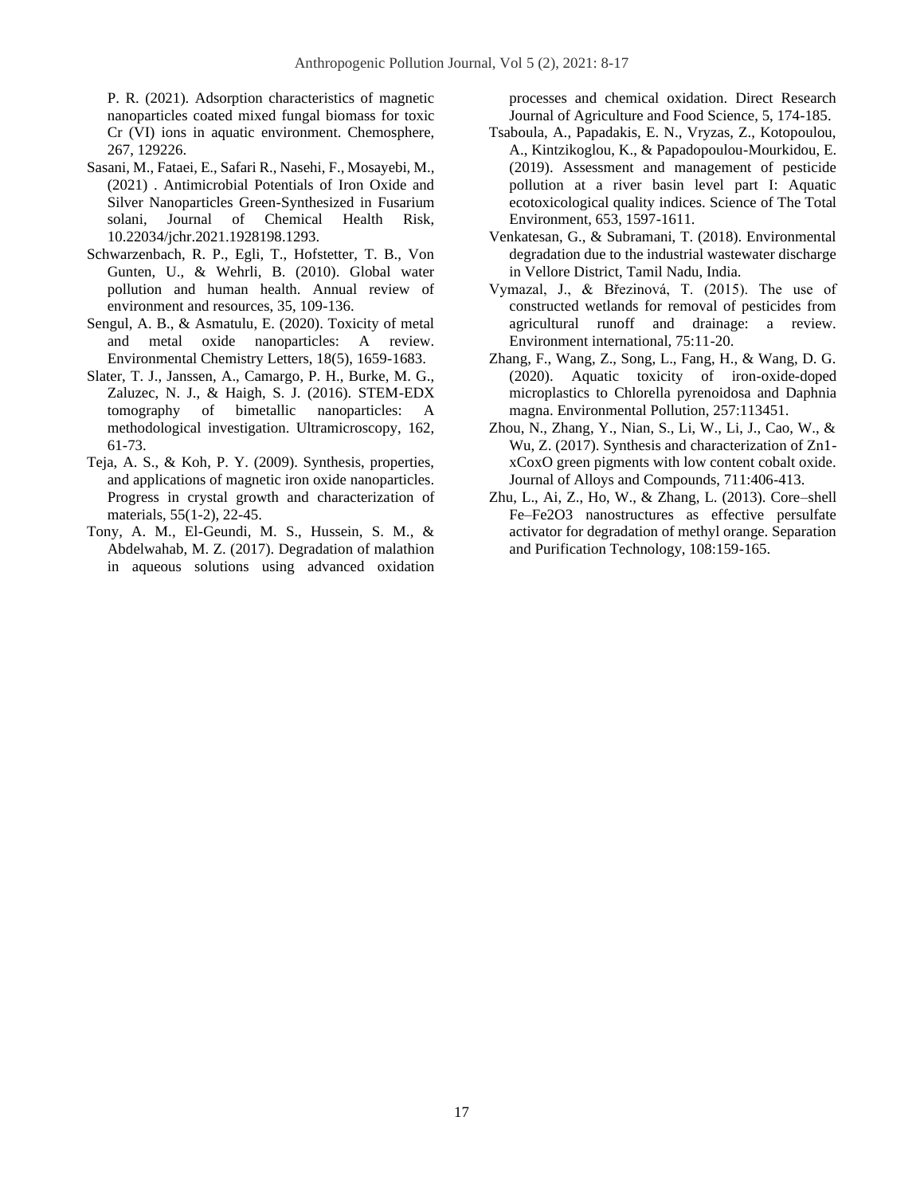P. R. (2021). Adsorption characteristics of magnetic nanoparticles coated mixed fungal biomass for toxic Cr (VI) ions in aquatic environment. Chemosphere, 267, 129226.

Sasani, M., Fataei, E., Safari R., Nasehi, F., Mosayebi, M., (2021) . Antimicrobial Potentials of Iron Oxide and Silver Nanoparticles Green-Synthesized in Fusarium solani, Journal of Chemical Health Risk, 10.22034/jchr.2021.1928198.1293.

Schwarzenbach, R. P., Egli, T., Hofstetter, T. B., Von Gunten, U., & Wehrli, B. (2010). Global water pollution and human health. Annual review of environment and resources, 35, 109-136.

Sengul, A. B., & Asmatulu, E. (2020). Toxicity of metal and metal oxide nanoparticles: A review. Environmental Chemistry Letters, 18(5), 1659-1683.

Slater, T. J., Janssen, A., Camargo, P. H., Burke, M. G., Zaluzec, N. J., & Haigh, S. J. (2016). STEM-EDX tomography of bimetallic nanoparticles: A methodological investigation. Ultramicroscopy, 162, 61-73.

Teja, A. S., & Koh, P. Y. (2009). Synthesis, properties, and applications of magnetic iron oxide nanoparticles. Progress in crystal growth and characterization of materials, 55(1-2), 22-45.

Tony, A. M., El-Geundi, M. S., Hussein, S. M., & Abdelwahab, M. Z. (2017). Degradation of malathion in aqueous solutions using advanced oxidation processes and chemical oxidation. Direct Research Journal of Agriculture and Food Science, 5, 174-185.

Tsaboula, A., Papadakis, E. N., Vryzas, Z., Kotopoulou, A., Kintzikoglou, K., & Papadopoulou-Mourkidou, E. (2019). Assessment and management of pesticide pollution at a river basin level part I: Aquatic ecotoxicological quality indices. Science of The Total Environment, 653, 1597-1611.

Venkatesan, G., & Subramani, T. (2018). Environmental degradation due to the industrial wastewater discharge in Vellore District, Tamil Nadu, India.

Vymazal, J., & Březinová, T. (2015). The use of constructed wetlands for removal of pesticides from agricultural runoff and drainage: a review. Environment international, 75:11-20.

Zhang, F., Wang, Z., Song, L., Fang, H., & Wang, D. G. (2020). Aquatic toxicity of iron-oxide-doped microplastics to Chlorella pyrenoidosa and Daphnia magna. Environmental Pollution, 257:113451.

Zhou, N., Zhang, Y., Nian, S., Li, W., Li, J., Cao, W., & Wu, Z. (2017). Synthesis and characterization of $Zn_{1-x}Co_xO$ green pigments with low content cobalt oxide. Journal of Alloys and Compounds, 711:406-413.

Zhu, L., Ai, Z., Ho, W., & Zhang, L. (2013). Core–shell Fe–$Fe_2O_3$ nanostructures as effective persulfate activator for degradation of methyl orange. Separation and Purification Technology, 108:159-165.